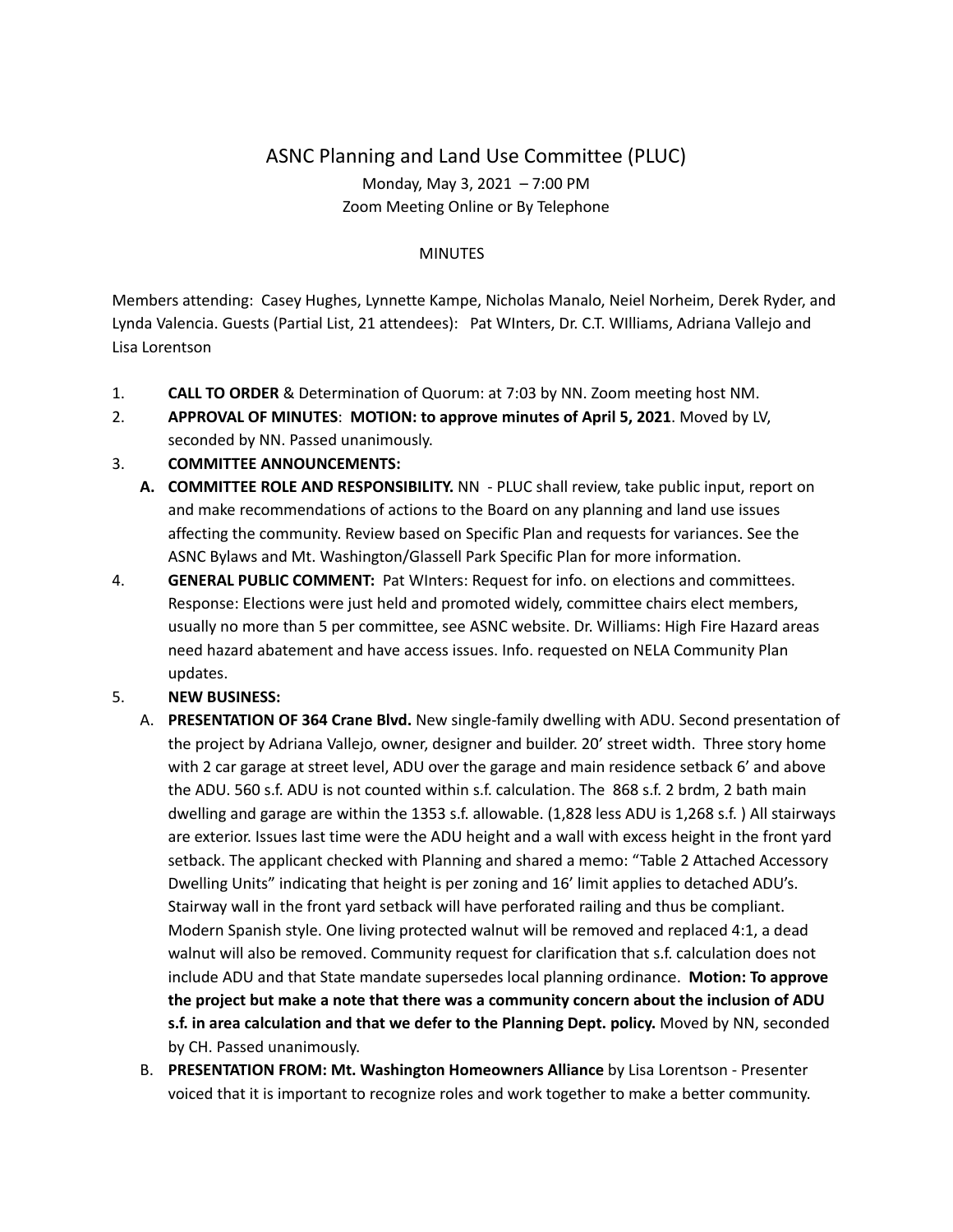# ASNC Planning and Land Use Committee (PLUC)

Monday, May 3, 2021 – 7:00 PM
Zoom Meeting Online or By Telephone

MINUTES

Members attending: Casey Hughes, Lynnette Kampe, Nicholas Manalo, Neiel Norheim, Derek Ryder, and Lynda Valencia. Guests (Partial List, 21 attendees): Pat WInters, Dr. C.T. WIlliams, Adriana Vallejo and Lisa Lorentson

1. **CALL TO ORDER** & Determination of Quorum: at 7:03 by NN. Zoom meeting host NM.
2. **APPROVAL OF MINUTES**: **MOTION: to approve minutes of April 5, 2021**. Moved by LV, seconded by NN. Passed unanimously.
3. **COMMITTEE ANNOUNCEMENTS:**
   - **A. COMMITTEE ROLE AND RESPONSIBILITY.** NN - PLUC shall review, take public input, report on and make recommendations of actions to the Board on any planning and land use issues affecting the community. Review based on Specific Plan and requests for variances. See the ASNC Bylaws and Mt. Washington/Glassell Park Specific Plan for more information.
4. **GENERAL PUBLIC COMMENT:** Pat WInters: Request for info. on elections and committees. Response: Elections were just held and promoted widely, committee chairs elect members, usually no more than 5 per committee, see ASNC website. Dr. Williams: High Fire Hazard areas need hazard abatement and have access issues. Info. requested on NELA Community Plan updates.
5. **NEW BUSINESS:**
   - A. **PRESENTATION OF 364 Crane Blvd.** New single-family dwelling with ADU. Second presentation of the project by Adriana Vallejo, owner, designer and builder. 20' street width. Three story home with 2 car garage at street level, ADU over the garage and main residence setback 6' and above the ADU. 560 s.f. ADU is not counted within s.f. calculation. The 868 s.f. 2 brdm, 2 bath main dwelling and garage are within the 1353 s.f. allowable. (1,828 less ADU is 1,268 s.f. ) All stairways are exterior. Issues last time were the ADU height and a wall with excess height in the front yard setback. The applicant checked with Planning and shared a memo: "Table 2 Attached Accessory Dwelling Units" indicating that height is per zoning and 16' limit applies to detached ADU's. Stairway wall in the front yard setback will have perforated railing and thus be compliant. Modern Spanish style. One living protected walnut will be removed and replaced 4:1, a dead walnut will also be removed. Community request for clarification that s.f. calculation does not include ADU and that State mandate supersedes local planning ordinance. **Motion: To approve the project but make a note that there was a community concern about the inclusion of ADU s.f. in area calculation and that we defer to the Planning Dept. policy.** Moved by NN, seconded by CH. Passed unanimously.
   - B. **PRESENTATION FROM: Mt. Washington Homeowners Alliance** by Lisa Lorentson - Presenter voiced that it is important to recognize roles and work together to make a better community.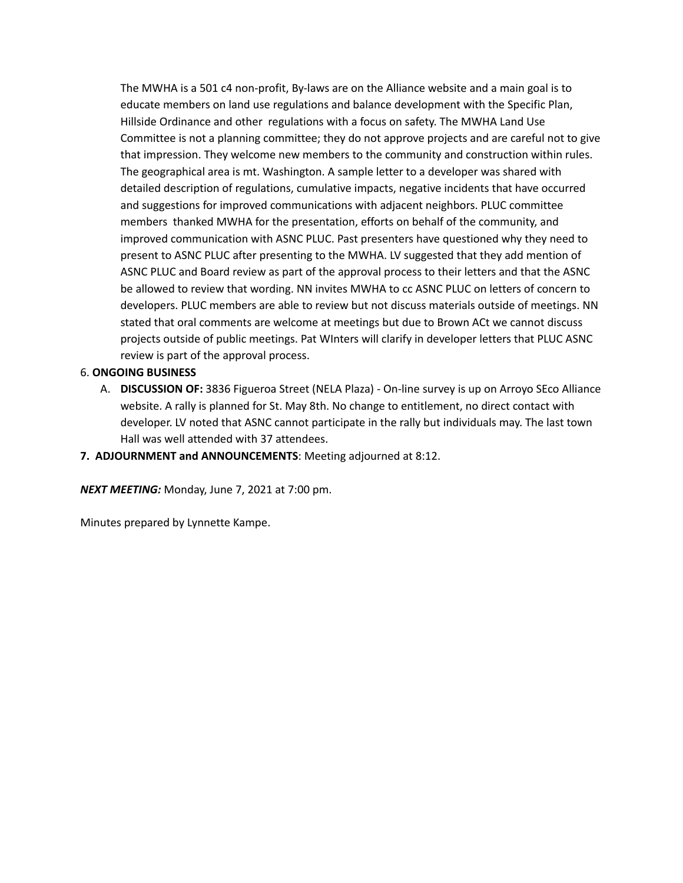The MWHA is a 501 c4 non-profit, By-laws are on the Alliance website and a main goal is to educate members on land use regulations and balance development with the Specific Plan, Hillside Ordinance and other regulations with a focus on safety. The MWHA Land Use Committee is not a planning committee; they do not approve projects and are careful not to give that impression. They welcome new members to the community and construction within rules. The geographical area is mt. Washington. A sample letter to a developer was shared with detailed description of regulations, cumulative impacts, negative incidents that have occurred and suggestions for improved communications with adjacent neighbors. PLUC committee members thanked MWHA for the presentation, efforts on behalf of the community, and improved communication with ASNC PLUC. Past presenters have questioned why they need to present to ASNC PLUC after presenting to the MWHA. LV suggested that they add mention of ASNC PLUC and Board review as part of the approval process to their letters and that the ASNC be allowed to review that wording. NN invites MWHA to cc ASNC PLUC on letters of concern to developers. PLUC members are able to review but not discuss materials outside of meetings. NN stated that oral comments are welcome at meetings but due to Brown ACt we cannot discuss projects outside of public meetings. Pat WInters will clarify in developer letters that PLUC ASNC review is part of the approval process.

6. **ONGOING BUSINESS**

   A. **DISCUSSION OF:** 3836 Figueroa Street (NELA Plaza) - On-line survey is up on Arroyo SEco Alliance website. A rally is planned for St. May 8th. No change to entitlement, no direct contact with developer. LV noted that ASNC cannot participate in the rally but individuals may. The last town Hall was well attended with 37 attendees.

7. **ADJOURNMENT and ANNOUNCEMENTS**: Meeting adjourned at 8:12.

***NEXT MEETING:*** Monday, June 7, 2021 at 7:00 pm.

Minutes prepared by Lynnette Kampe.